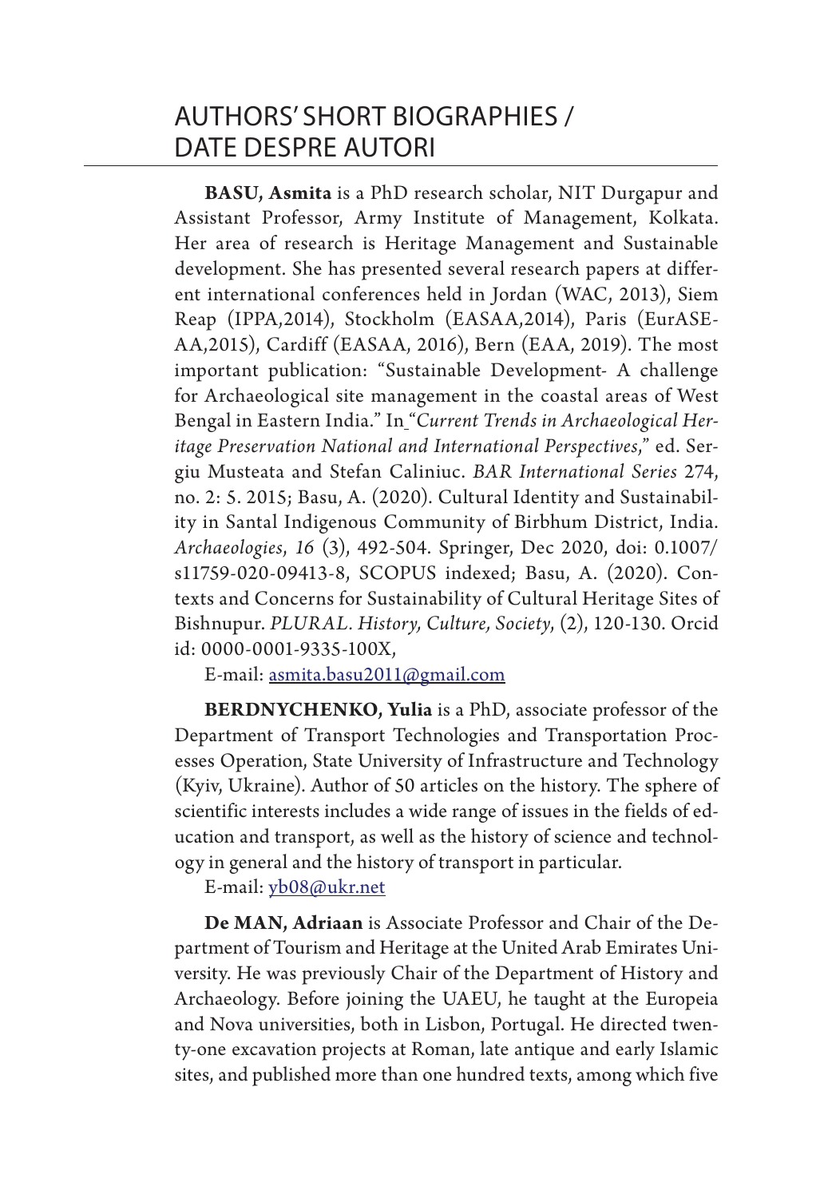# AUTHORS' SHORT BIOGRAPHIES / DATE DESPRE AUTORI

**BASU, Asmita** is a PhD research scholar, NIT Durgapur and Assistant Professor, Army Institute of Management, Kolkata. Her area of research is Heritage Management and Sustainable development. She has presented several research papers at different international conferences held in Jordan (WAC, 2013), Siem Reap (IPPA,2014), Stockholm (EASAA,2014), Paris (EurASEAA,2015), Cardiff (EASAA, 2016), Bern (EAA, 2019). The most important publication: "Sustainable Development- A challenge for Archaeological site management in the coastal areas of West Bengal in Eastern India." In "*Current Trends in Archaeological Heritage Preservation National and International Perspectives*," ed. Sergiu Musteata and Stefan Caliniuc. *BAR International Series* 274, no. 2: 5. 2015; Basu, A. (2020). Cultural Identity and Sustainability in Santal Indigenous Community of Birbhum District, India. *Archaeologies*, *16* (3), 492-504. Springer, Dec 2020, doi: 0.1007/s11759-020-09413-8, SCOPUS indexed; Basu, A. (2020). Contexts and Concerns for Sustainability of Cultural Heritage Sites of Bishnupur. *PLURAL. History, Culture, Society*, (2), 120-130. Orcid id: 0000-0001-9335-100X,

E-mail: asmita.basu2011@gmail.com

**BERDNYCHENKO, Yulia** is a PhD, associate professor of the Department of Transport Technologies and Transportation Processes Operation, State University of Infrastructure and Technology (Kyiv, Ukraine). Author of 50 articles on the history. The sphere of scientific interests includes a wide range of issues in the fields of education and transport, as well as the history of science and technology in general and the history of transport in particular.

E-mail: yb08@ukr.net

**De MAN, Adriaan** is Associate Professor and Chair of the Department of Tourism and Heritage at the United Arab Emirates University. He was previously Chair of the Department of History and Archaeology. Before joining the UAEU, he taught at the Europeia and Nova universities, both in Lisbon, Portugal. He directed twenty-one excavation projects at Roman, late antique and early Islamic sites, and published more than one hundred texts, among which five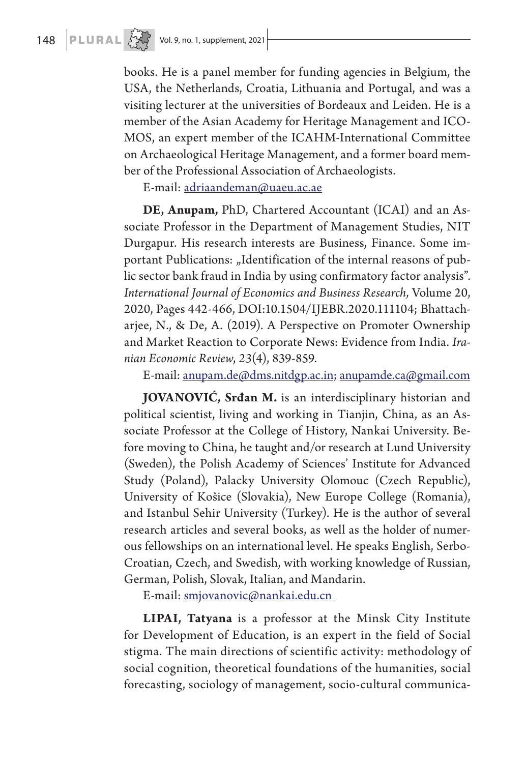books. He is a panel member for funding agencies in Belgium, the USA, the Netherlands, Croatia, Lithuania and Portugal, and was a visiting lecturer at the universities of Bordeaux and Leiden. He is a member of the Asian Academy for Heritage Management and ICOMOS, an expert member of the ICAHM-International Committee on Archaeological Heritage Management, and a former board member of the Professional Association of Archaeologists.

E-mail: adriaandeman@uaeu.ac.ae

**DE, Anupam,** PhD, Chartered Accountant (ICAI) and an Associate Professor in the Department of Management Studies, NIT Durgapur. His research interests are Business, Finance. Some important Publications: „Identification of the internal reasons of public sector bank fraud in India by using confirmatory factor analysis". *International Journal of Economics and Business Research,* Volume 20, 2020, Pages 442-466, DOI:10.1504/IJEBR.2020.111104; Bhattacharjee, N., & De, A. (2019). A Perspective on Promoter Ownership and Market Reaction to Corporate News: Evidence from India. *Iranian Economic Review*, *23*(4), 839-859.

E-mail: anupam.de@dms.nitdgp.ac.in; anupamde.ca@gmail.com

**JOVANOVIĆ, Srđan M.** is an interdisciplinary historian and political scientist, living and working in Tianjin, China, as an Associate Professor at the College of History, Nankai University. Before moving to China, he taught and/or research at Lund University (Sweden), the Polish Academy of Sciences' Institute for Advanced Study (Poland), Palacky University Olomouc (Czech Republic), University of Košice (Slovakia), New Europe College (Romania), and Istanbul Sehir University (Turkey). He is the author of several research articles and several books, as well as the holder of numerous fellowships on an international level. He speaks English, Serbo-Croatian, Czech, and Swedish, with working knowledge of Russian, German, Polish, Slovak, Italian, and Mandarin.

E-mail: smjovanovic@nankai.edu.cn

**LIPAI, Tatyana** is a professor at the Minsk City Institute for Development of Education, is an expert in the field of Social stigma. The main directions of scientific activity: methodology of social cognition, theoretical foundations of the humanities, social forecasting, sociology of management, socio-cultural communica-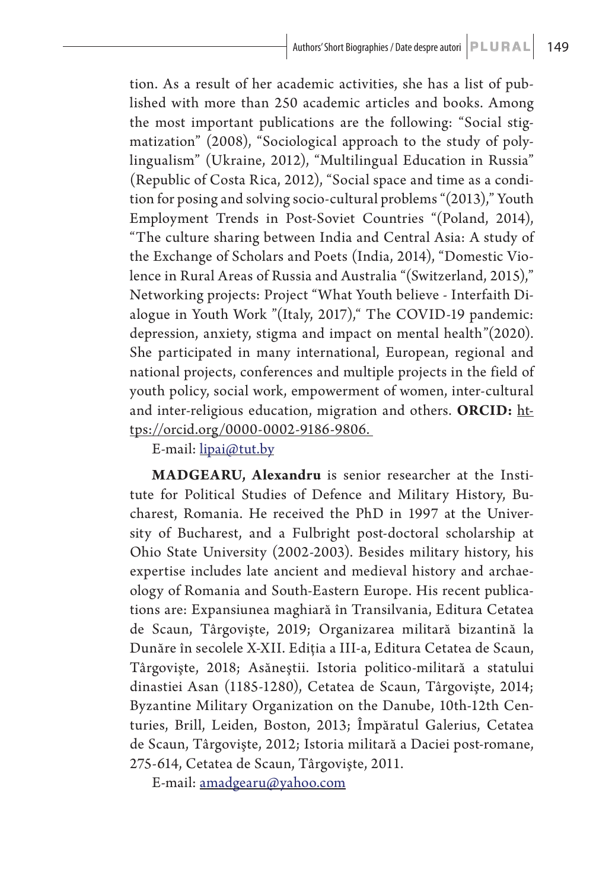tion. As a result of her academic activities, she has a list of published with more than 250 academic articles and books. Among the most important publications are the following: "Social stigmatization" (2008), "Sociological approach to the study of polylingualism" (Ukraine, 2012), "Multilingual Education in Russia" (Republic of Costa Rica, 2012), "Social space and time as a condition for posing and solving socio-cultural problems "(2013)," Youth Employment Trends in Post-Soviet Countries "(Poland, 2014), "The culture sharing between India and Central Asia: A study of the Exchange of Scholars and Poets (India, 2014), "Domestic Violence in Rural Areas of Russia and Australia "(Switzerland, 2015)," Networking projects: Project "What Youth believe - Interfaith Dialogue in Youth Work "(Italy, 2017)," The COVID-19 pandemic: depression, anxiety, stigma and impact on mental health"(2020). She participated in many international, European, regional and national projects, conferences and multiple projects in the field of youth policy, social work, empowerment of women, inter-cultural and inter-religious education, migration and others. **ORCID:** https://orcid.org/0000-0002-9186-9806.

E-mail: lipai@tut.by

**MADGEARU, Alexandru** is senior researcher at the Institute for Political Studies of Defence and Military History, Bucharest, Romania. He received the PhD in 1997 at the University of Bucharest, and a Fulbright post-doctoral scholarship at Ohio State University (2002-2003). Besides military history, his expertise includes late ancient and medieval history and archaeology of Romania and South-Eastern Europe. His recent publications are: Expansiunea maghiară în Transilvania, Editura Cetatea de Scaun, Târgovişte, 2019; Organizarea militară bizantină la Dunăre în secolele X-XII. Ediția a III-a, Editura Cetatea de Scaun, Târgovişte, 2018; Asăneştii. Istoria politico-militară a statului dinastiei Asan (1185-1280), Cetatea de Scaun, Târgovişte, 2014; Byzantine Military Organization on the Danube, 10th-12th Centuries, Brill, Leiden, Boston, 2013; Împăratul Galerius, Cetatea de Scaun, Târgovişte, 2012; Istoria militară a Daciei post-romane, 275-614, Cetatea de Scaun, Târgovişte, 2011.

E-mail: amadgearu@yahoo.com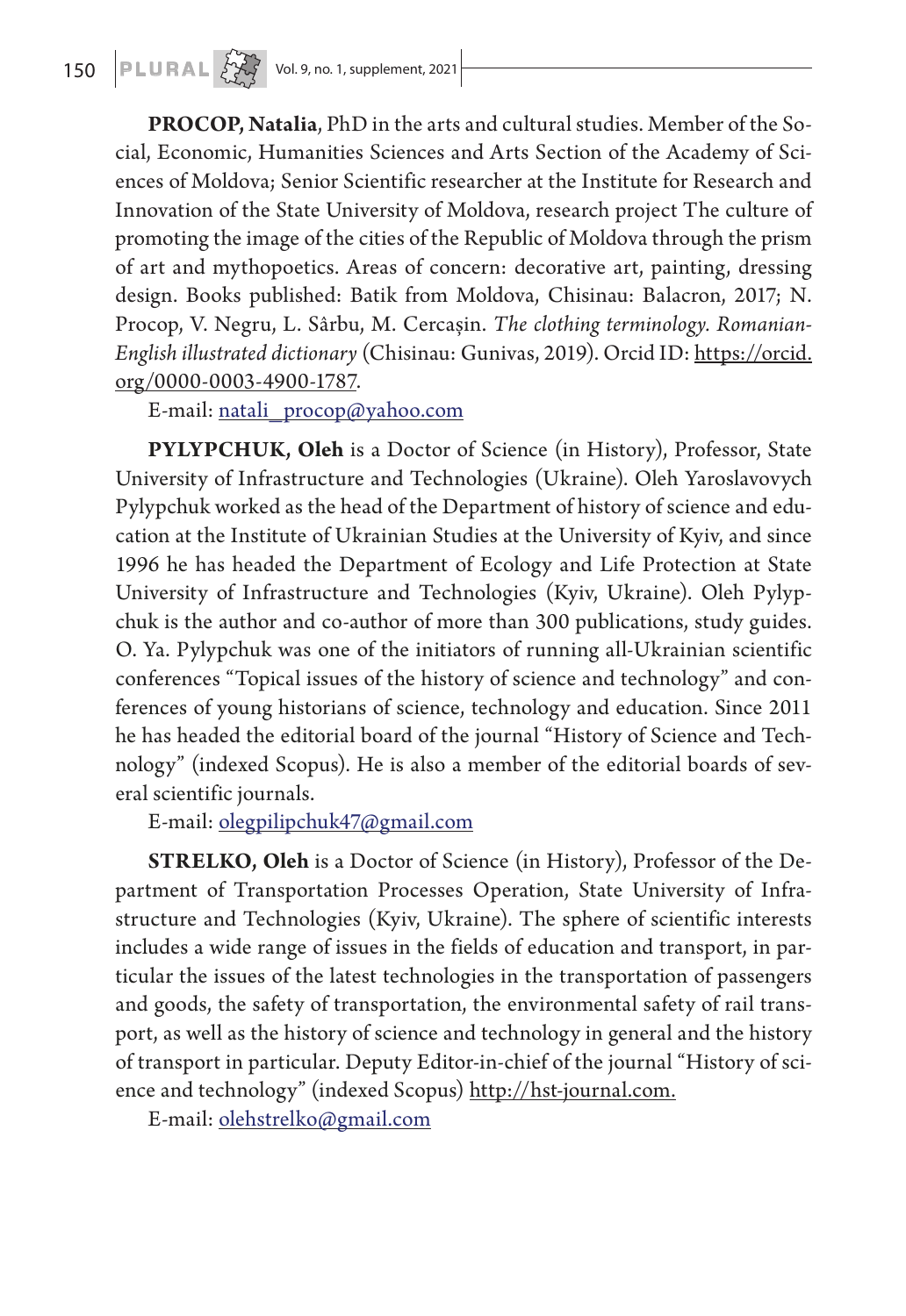**PROCOP, Natalia**, PhD in the arts and cultural studies. Member of the Social, Economic, Humanities Sciences and Arts Section of the Academy of Sciences of Moldova; Senior Scientific researcher at the Institute for Research and Innovation of the State University of Moldova, research project The culture of promoting the image of the cities of the Republic of Moldova through the prism of art and mythopoetics. Areas of concern: decorative art, painting, dressing design. Books published: Batik from Moldova, Chisinau: Balacron, 2017; N. Procop, V. Negru, L. Sârbu, M. Cercaşin. *The clothing terminology. Romanian-English illustrated dictionary* (Chisinau: Gunivas, 2019). Orcid ID: https://orcid.org/0000-0003-4900-1787.

E-mail: natali_procop@yahoo.com

**PYLYPCHUK, Oleh** is a Doctor of Science (in History), Professor, State University of Infrastructure and Technologies (Ukraine). Oleh Yaroslavovych Pylypchuk worked as the head of the Department of history of science and education at the Institute of Ukrainian Studies at the University of Kyiv, and since 1996 he has headed the Department of Ecology and Life Protection at State University of Infrastructure and Technologies (Kyiv, Ukraine). Oleh Pylypchuk is the author and co-author of more than 300 publications, study guides. O. Ya. Pylypchuk was one of the initiators of running all-Ukrainian scientific conferences "Topical issues of the history of science and technology" and conferences of young historians of science, technology and education. Since 2011 he has headed the editorial board of the journal "History of Science and Technology" (indexed Scopus). He is also a member of the editorial boards of several scientific journals.

E-mail: olegpilipchuk47@gmail.com

**STRELKO, Oleh** is a Doctor of Science (in History), Professor of the Department of Transportation Processes Operation, State University of Infrastructure and Technologies (Kyiv, Ukraine). The sphere of scientific interests includes a wide range of issues in the fields of education and transport, in particular the issues of the latest technologies in the transportation of passengers and goods, the safety of transportation, the environmental safety of rail transport, as well as the history of science and technology in general and the history of transport in particular. Deputy Editor-in-chief of the journal "History of science and technology" (indexed Scopus) http://hst-journal.com.

E-mail: olehstrelko@gmail.com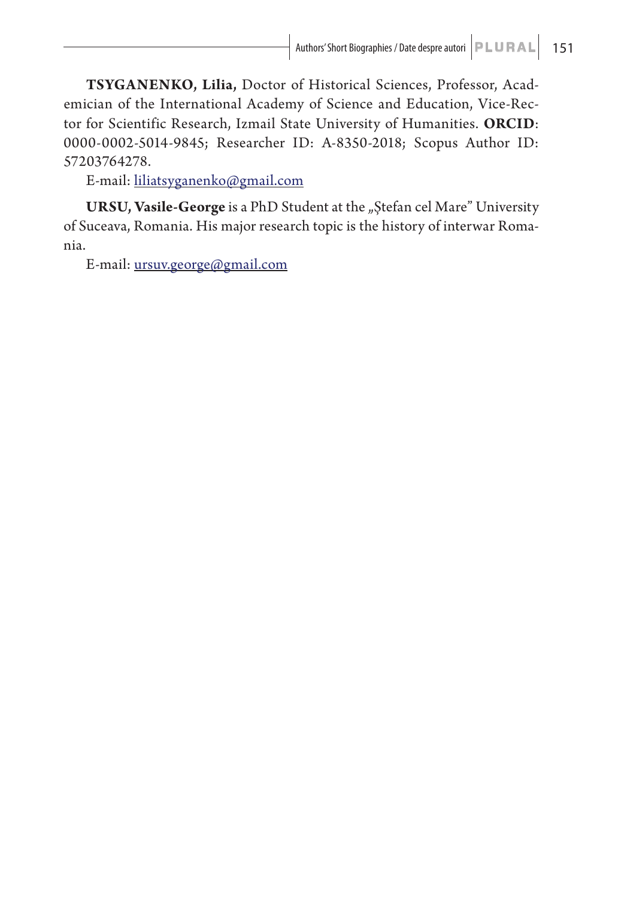**TSYGANENKO, Lilia,** Doctor of Historical Sciences, Professor, Academician of the International Academy of Science and Education, Vice-Rector for Scientific Research, Izmail State University of Humanities. **ORCID**: 0000-0002-5014-9845; Researcher ID: A-8350-2018; Scopus Author ID: 57203764278.

E-mail: liliatsyganenko@gmail.com

**URSU, Vasile-George** is a PhD Student at the „Ștefan cel Mare" University of Suceava, Romania. His major research topic is the history of interwar Romania.

E-mail: ursuv.george@gmail.com